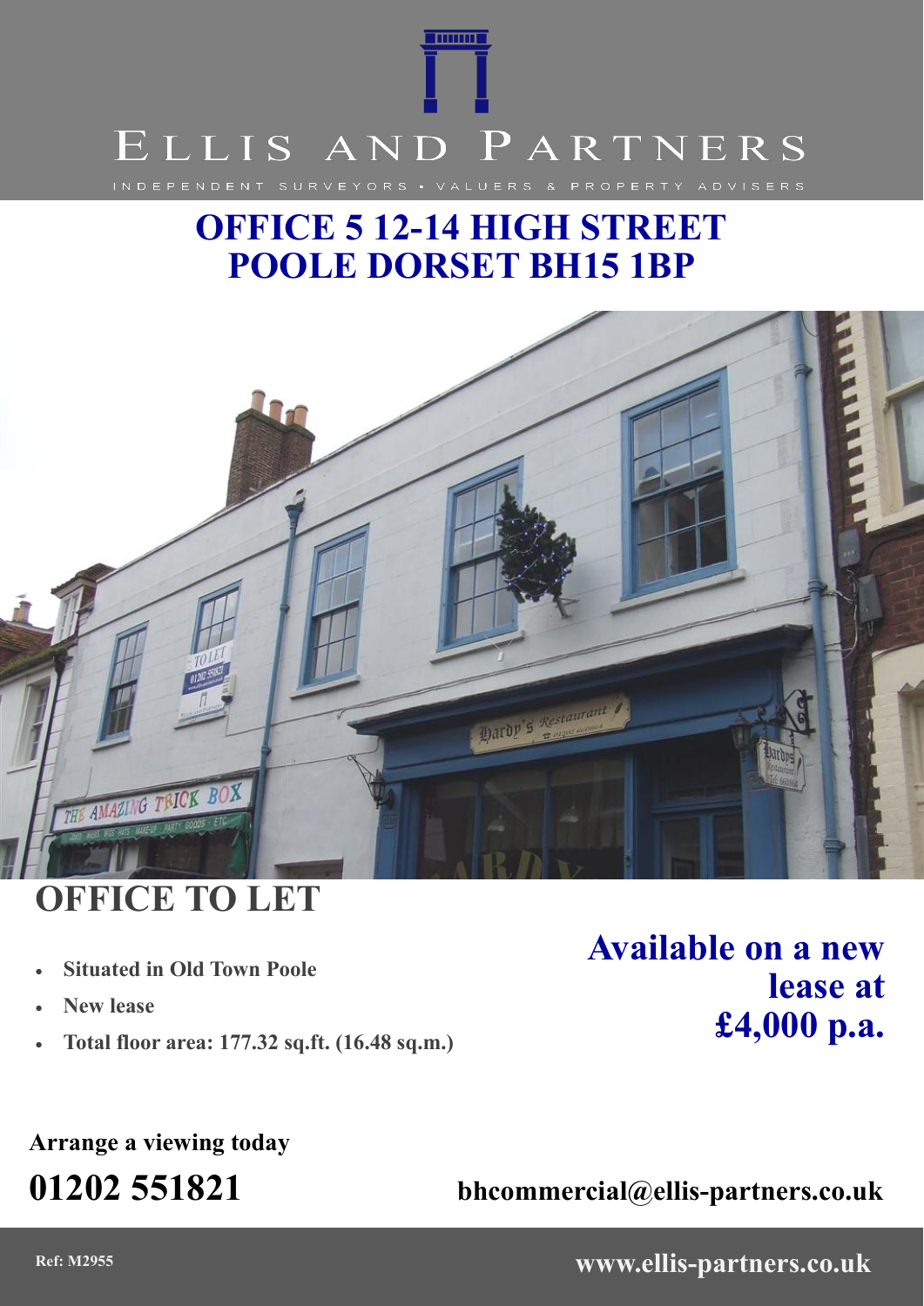ELLIS AND PARTNERS

INDEPENDENT SURVEYORS • VALUERS & PROPERTY ADVISERS

# OFFICE 5 12-14 HIGH STREET POOLE DORSET BH15 1BP

## OFFICE TO LET

- **Situated in Old Town Poole**
- **New lease**
- **Total floor area: 177.32 sq.ft. (16.48 sq.m.)**

**Available on a new lease at £4,000 p.a.**

**Arrange a viewing today**

**01202 551821**

**bhcommercial@ellis-partners.co.uk**

**Ref: M2955**

**www.ellis-partners.co.uk**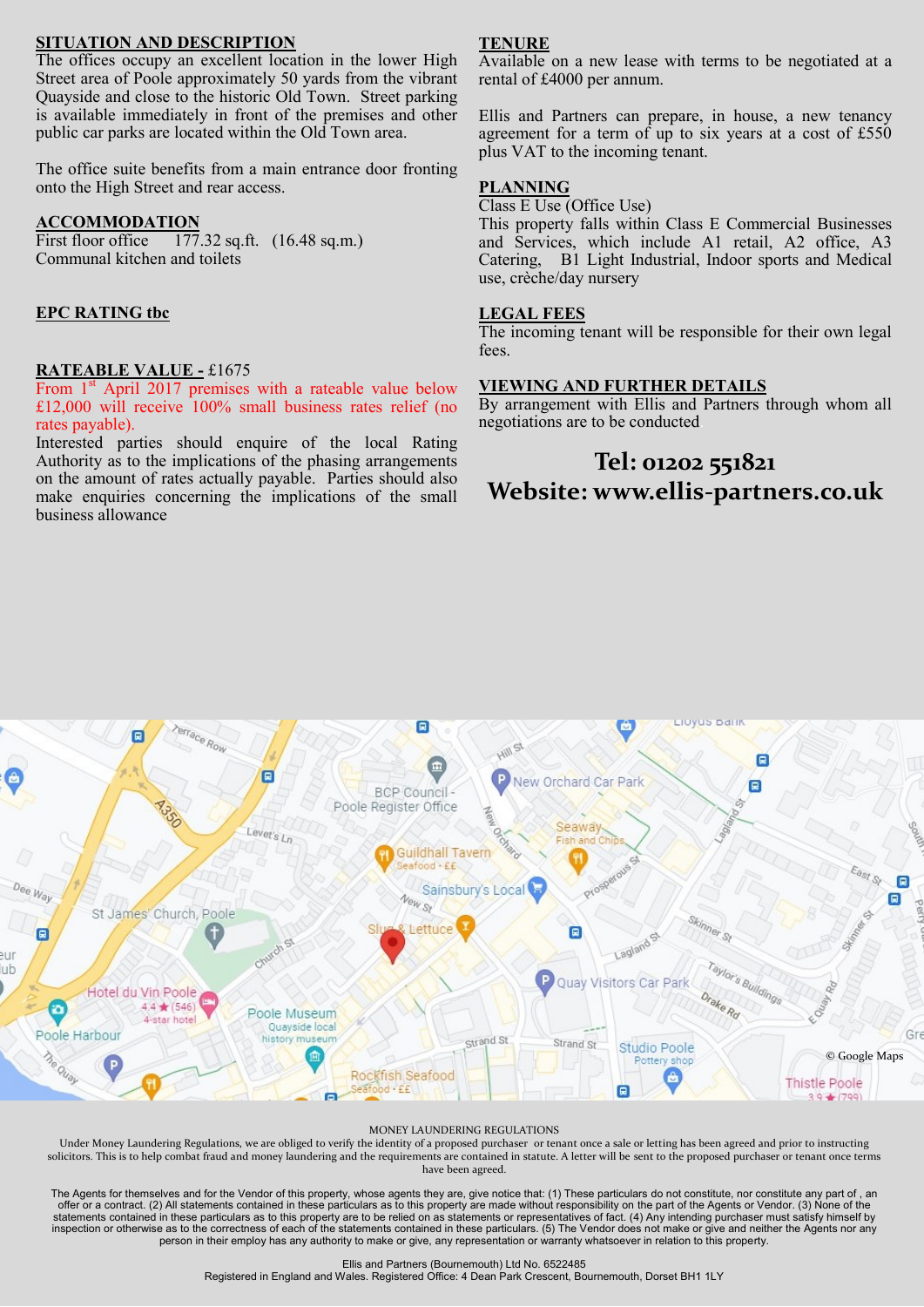## SITUATION AND DESCRIPTION

The offices occupy an excellent location in the lower High Street area of Poole approximately 50 yards from the vibrant Quayside and close to the historic Old Town. Street parking is available immediately in front of the premises and other public car parks are located within the Old Town area.

The office suite benefits from a main entrance door fronting onto the High Street and rear access.

## ACCOMMODATION

First floor office 177.32 sq.ft. (16.48 sq.m.)
Communal kitchen and toilets

## EPC RATING tbc

## RATEABLE VALUE - £1675

From 1st April 2017 premises with a rateable value below £12,000 will receive 100% small business rates relief (no rates payable).

Interested parties should enquire of the local Rating Authority as to the implications of the phasing arrangements on the amount of rates actually payable. Parties should also make enquiries concerning the implications of the small business allowance

## TENURE

Available on a new lease with terms to be negotiated at a rental of £4000 per annum.

Ellis and Partners can prepare, in house, a new tenancy agreement for a term of up to six years at a cost of £550 plus VAT to the incoming tenant.

## PLANNING

Class E Use (Office Use)
This property falls within Class E Commercial Businesses and Services, which include A1 retail, A2 office, A3 Catering, B1 Light Industrial, Indoor sports and Medical use, crèche/day nursery

## LEGAL FEES

The incoming tenant will be responsible for their own legal fees.

## VIEWING AND FURTHER DETAILS

By arrangement with Ellis and Partners through whom all negotiations are to be conducted

**Tel: 01202 551821**
**Website: www.ellis-partners.co.uk**

© Google Maps

MONEY LAUNDERING REGULATIONS

Under Money Laundering Regulations, we are obliged to verify the identity of a proposed purchaser or tenant once a sale or letting has been agreed and prior to instructing solicitors. This is to help combat fraud and money laundering and the requirements are contained in statute. A letter will be sent to the proposed purchaser or tenant once terms have been agreed.

The Agents for themselves and for the Vendor of this property, whose agents they are, give notice that: (1) These particulars do not constitute, nor constitute any part of , an offer or a contract. (2) All statements contained in these particulars as to this property are made without responsibility on the part of the Agents or Vendor. (3) None of the statements contained in these particulars as to this property are to be relied on as statements or representatives of fact. (4) Any intending purchaser must satisfy himself by inspection or otherwise as to the correctness of each of the statements contained in these particulars. (5) The Vendor does not make or give and neither the Agents nor any person in their employ has any authority to make or give, any representation or warranty whatsoever in relation to this property.

Ellis and Partners (Bournemouth) Ltd No. 6522485
Registered in England and Wales. Registered Office: 4 Dean Park Crescent, Bournemouth, Dorset BH1 1LY